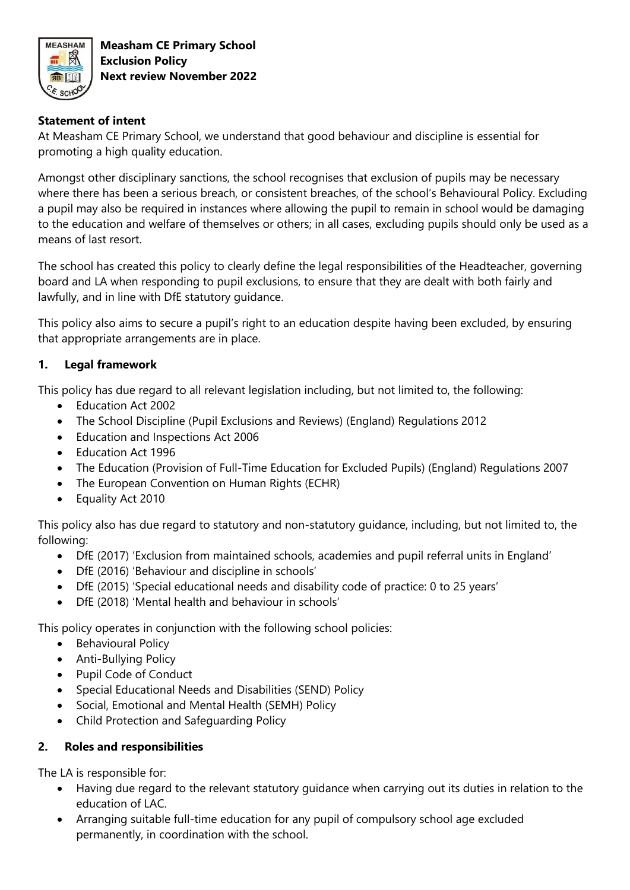**Measham CE Primary School**
**Exclusion Policy**
**Next review November 2022**

## Statement of intent

At Measham CE Primary School, we understand that good behaviour and discipline is essential for promoting a high quality education.

Amongst other disciplinary sanctions, the school recognises that exclusion of pupils may be necessary where there has been a serious breach, or consistent breaches, of the school's Behavioural Policy. Excluding a pupil may also be required in instances where allowing the pupil to remain in school would be damaging to the education and welfare of themselves or others; in all cases, excluding pupils should only be used as a means of last resort.

The school has created this policy to clearly define the legal responsibilities of the Headteacher, governing board and LA when responding to pupil exclusions, to ensure that they are dealt with both fairly and lawfully, and in line with DfE statutory guidance.

This policy also aims to secure a pupil's right to an education despite having been excluded, by ensuring that appropriate arrangements are in place.

## 1. Legal framework

This policy has due regard to all relevant legislation including, but not limited to, the following:

- Education Act 2002
- The School Discipline (Pupil Exclusions and Reviews) (England) Regulations 2012
- Education and Inspections Act 2006
- Education Act 1996
- The Education (Provision of Full-Time Education for Excluded Pupils) (England) Regulations 2007
- The European Convention on Human Rights (ECHR)
- Equality Act 2010

This policy also has due regard to statutory and non-statutory guidance, including, but not limited to, the following:

- DfE (2017) 'Exclusion from maintained schools, academies and pupil referral units in England'
- DfE (2016) 'Behaviour and discipline in schools'
- DfE (2015) 'Special educational needs and disability code of practice: 0 to 25 years'
- DfE (2018) 'Mental health and behaviour in schools'

This policy operates in conjunction with the following school policies:

- Behavioural Policy
- Anti-Bullying Policy
- Pupil Code of Conduct
- Special Educational Needs and Disabilities (SEND) Policy
- Social, Emotional and Mental Health (SEMH) Policy
- Child Protection and Safeguarding Policy

## 2. Roles and responsibilities

The LA is responsible for:

- Having due regard to the relevant statutory guidance when carrying out its duties in relation to the education of LAC.
- Arranging suitable full-time education for any pupil of compulsory school age excluded permanently, in coordination with the school.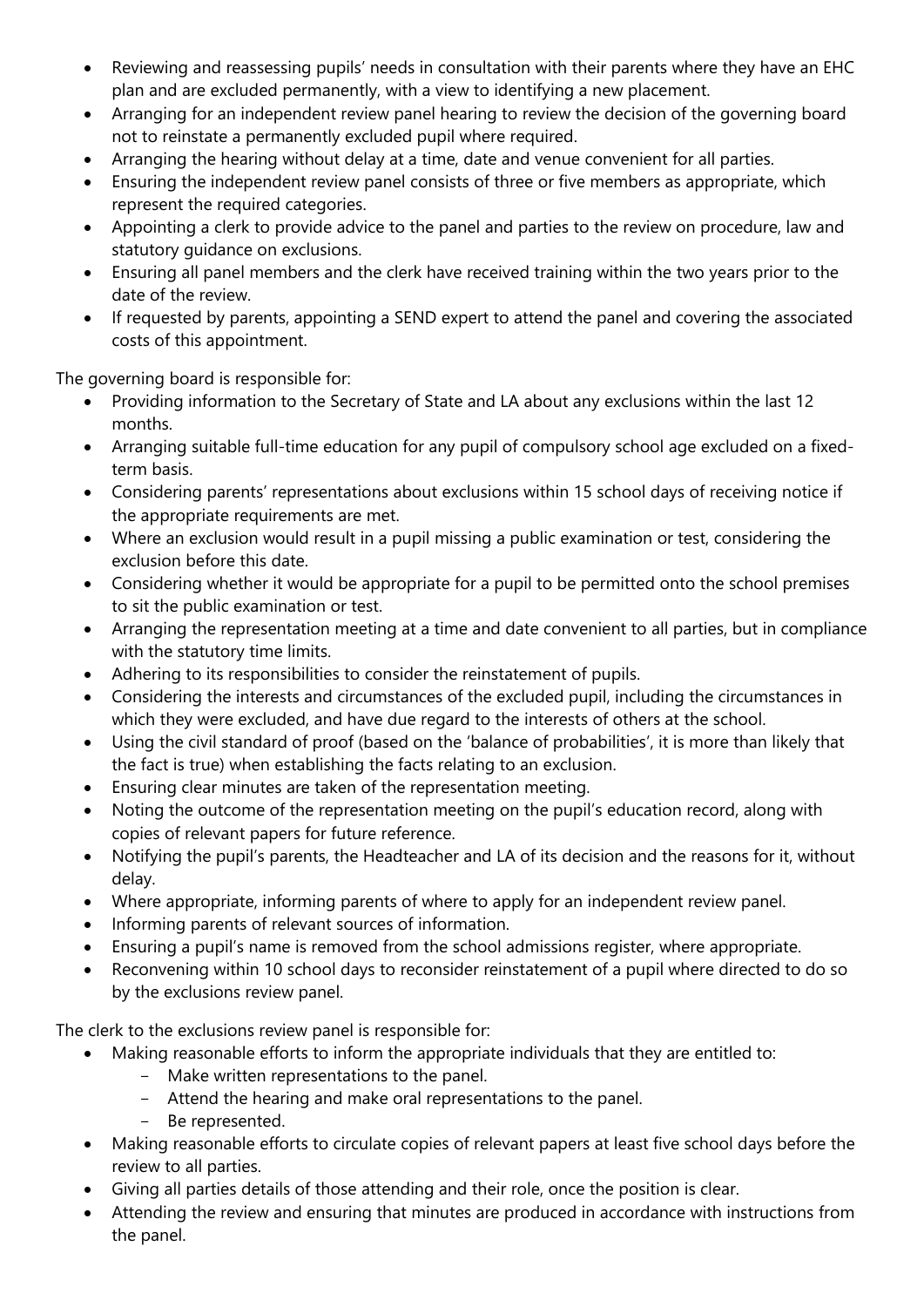- Reviewing and reassessing pupils' needs in consultation with their parents where they have an EHC plan and are excluded permanently, with a view to identifying a new placement.
- Arranging for an independent review panel hearing to review the decision of the governing board not to reinstate a permanently excluded pupil where required.
- Arranging the hearing without delay at a time, date and venue convenient for all parties.
- Ensuring the independent review panel consists of three or five members as appropriate, which represent the required categories.
- Appointing a clerk to provide advice to the panel and parties to the review on procedure, law and statutory guidance on exclusions.
- Ensuring all panel members and the clerk have received training within the two years prior to the date of the review.
- If requested by parents, appointing a SEND expert to attend the panel and covering the associated costs of this appointment.

The governing board is responsible for:

- Providing information to the Secretary of State and LA about any exclusions within the last 12 months.
- Arranging suitable full-time education for any pupil of compulsory school age excluded on a fixed-term basis.
- Considering parents' representations about exclusions within 15 school days of receiving notice if the appropriate requirements are met.
- Where an exclusion would result in a pupil missing a public examination or test, considering the exclusion before this date.
- Considering whether it would be appropriate for a pupil to be permitted onto the school premises to sit the public examination or test.
- Arranging the representation meeting at a time and date convenient to all parties, but in compliance with the statutory time limits.
- Adhering to its responsibilities to consider the reinstatement of pupils.
- Considering the interests and circumstances of the excluded pupil, including the circumstances in which they were excluded, and have due regard to the interests of others at the school.
- Using the civil standard of proof (based on the 'balance of probabilities', it is more than likely that the fact is true) when establishing the facts relating to an exclusion.
- Ensuring clear minutes are taken of the representation meeting.
- Noting the outcome of the representation meeting on the pupil's education record, along with copies of relevant papers for future reference.
- Notifying the pupil's parents, the Headteacher and LA of its decision and the reasons for it, without delay.
- Where appropriate, informing parents of where to apply for an independent review panel.
- Informing parents of relevant sources of information.
- Ensuring a pupil's name is removed from the school admissions register, where appropriate.
- Reconvening within 10 school days to reconsider reinstatement of a pupil where directed to do so by the exclusions review panel.

The clerk to the exclusions review panel is responsible for:

- Making reasonable efforts to inform the appropriate individuals that they are entitled to:
  - Make written representations to the panel.
  - Attend the hearing and make oral representations to the panel.
  - Be represented.
- Making reasonable efforts to circulate copies of relevant papers at least five school days before the review to all parties.
- Giving all parties details of those attending and their role, once the position is clear.
- Attending the review and ensuring that minutes are produced in accordance with instructions from the panel.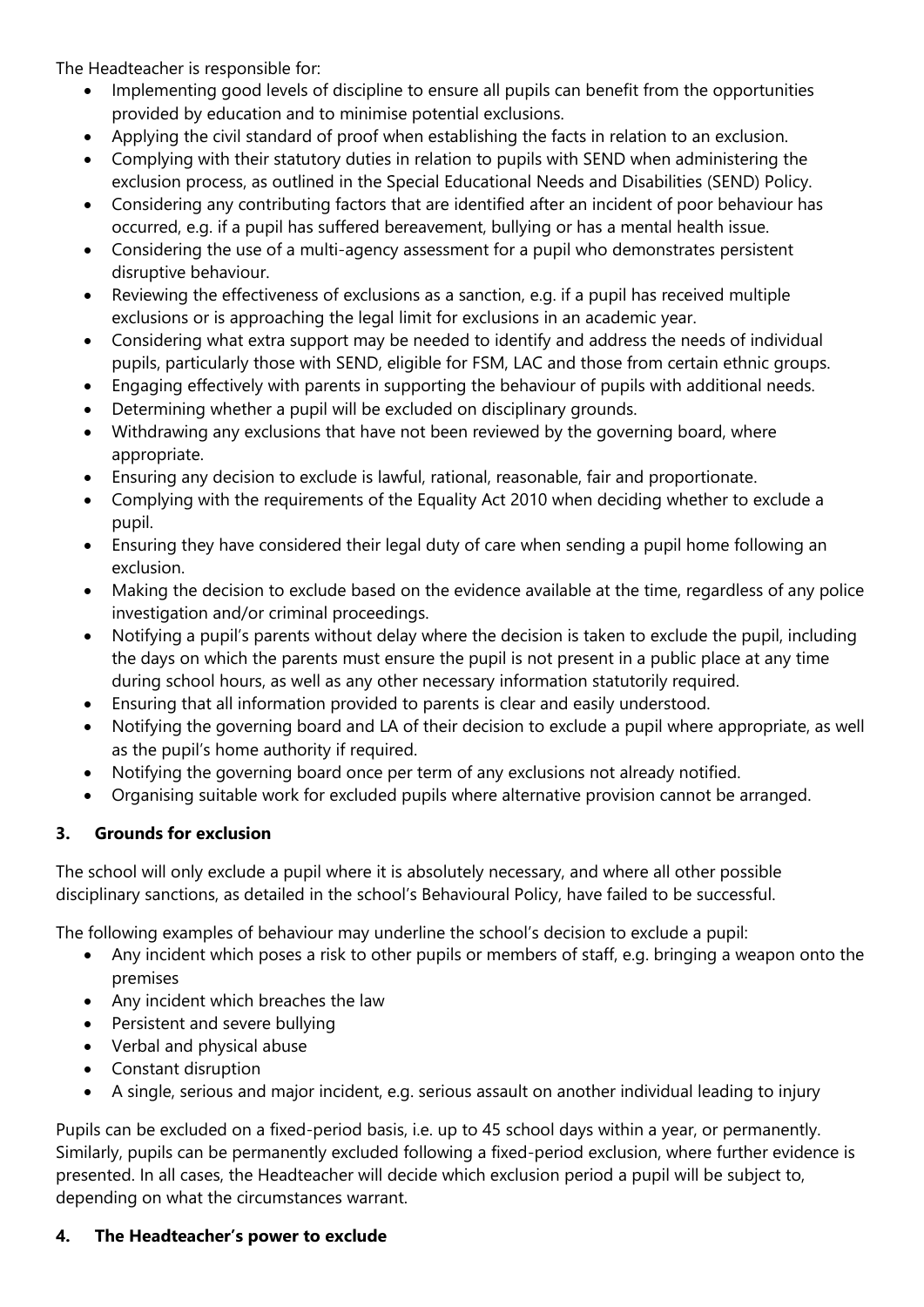The Headteacher is responsible for:

- Implementing good levels of discipline to ensure all pupils can benefit from the opportunities provided by education and to minimise potential exclusions.
- Applying the civil standard of proof when establishing the facts in relation to an exclusion.
- Complying with their statutory duties in relation to pupils with SEND when administering the exclusion process, as outlined in the Special Educational Needs and Disabilities (SEND) Policy.
- Considering any contributing factors that are identified after an incident of poor behaviour has occurred, e.g. if a pupil has suffered bereavement, bullying or has a mental health issue.
- Considering the use of a multi-agency assessment for a pupil who demonstrates persistent disruptive behaviour.
- Reviewing the effectiveness of exclusions as a sanction, e.g. if a pupil has received multiple exclusions or is approaching the legal limit for exclusions in an academic year.
- Considering what extra support may be needed to identify and address the needs of individual pupils, particularly those with SEND, eligible for FSM, LAC and those from certain ethnic groups.
- Engaging effectively with parents in supporting the behaviour of pupils with additional needs.
- Determining whether a pupil will be excluded on disciplinary grounds.
- Withdrawing any exclusions that have not been reviewed by the governing board, where appropriate.
- Ensuring any decision to exclude is lawful, rational, reasonable, fair and proportionate.
- Complying with the requirements of the Equality Act 2010 when deciding whether to exclude a pupil.
- Ensuring they have considered their legal duty of care when sending a pupil home following an exclusion.
- Making the decision to exclude based on the evidence available at the time, regardless of any police investigation and/or criminal proceedings.
- Notifying a pupil's parents without delay where the decision is taken to exclude the pupil, including the days on which the parents must ensure the pupil is not present in a public place at any time during school hours, as well as any other necessary information statutorily required.
- Ensuring that all information provided to parents is clear and easily understood.
- Notifying the governing board and LA of their decision to exclude a pupil where appropriate, as well as the pupil's home authority if required.
- Notifying the governing board once per term of any exclusions not already notified.
- Organising suitable work for excluded pupils where alternative provision cannot be arranged.

## 3. Grounds for exclusion

The school will only exclude a pupil where it is absolutely necessary, and where all other possible disciplinary sanctions, as detailed in the school's Behavioural Policy, have failed to be successful.

The following examples of behaviour may underline the school's decision to exclude a pupil:

- Any incident which poses a risk to other pupils or members of staff, e.g. bringing a weapon onto the premises
- Any incident which breaches the law
- Persistent and severe bullying
- Verbal and physical abuse
- Constant disruption
- A single, serious and major incident, e.g. serious assault on another individual leading to injury

Pupils can be excluded on a fixed-period basis, i.e. up to 45 school days within a year, or permanently. Similarly, pupils can be permanently excluded following a fixed-period exclusion, where further evidence is presented. In all cases, the Headteacher will decide which exclusion period a pupil will be subject to, depending on what the circumstances warrant.

## 4. The Headteacher's power to exclude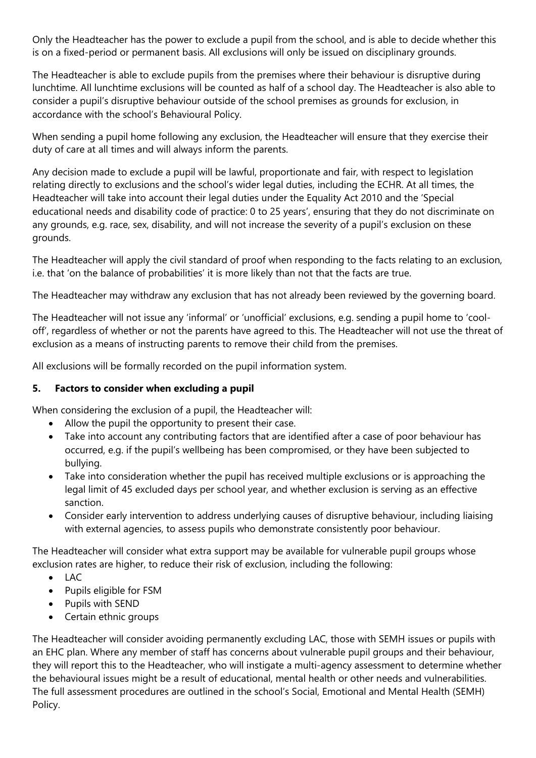Only the Headteacher has the power to exclude a pupil from the school, and is able to decide whether this is on a fixed-period or permanent basis. All exclusions will only be issued on disciplinary grounds.

The Headteacher is able to exclude pupils from the premises where their behaviour is disruptive during lunchtime. All lunchtime exclusions will be counted as half of a school day. The Headteacher is also able to consider a pupil's disruptive behaviour outside of the school premises as grounds for exclusion, in accordance with the school's Behavioural Policy.

When sending a pupil home following any exclusion, the Headteacher will ensure that they exercise their duty of care at all times and will always inform the parents.

Any decision made to exclude a pupil will be lawful, proportionate and fair, with respect to legislation relating directly to exclusions and the school's wider legal duties, including the ECHR. At all times, the Headteacher will take into account their legal duties under the Equality Act 2010 and the 'Special educational needs and disability code of practice: 0 to 25 years', ensuring that they do not discriminate on any grounds, e.g. race, sex, disability, and will not increase the severity of a pupil's exclusion on these grounds.

The Headteacher will apply the civil standard of proof when responding to the facts relating to an exclusion, i.e. that 'on the balance of probabilities' it is more likely than not that the facts are true.

The Headteacher may withdraw any exclusion that has not already been reviewed by the governing board.

The Headteacher will not issue any 'informal' or 'unofficial' exclusions, e.g. sending a pupil home to 'cool-off', regardless of whether or not the parents have agreed to this. The Headteacher will not use the threat of exclusion as a means of instructing parents to remove their child from the premises.

All exclusions will be formally recorded on the pupil information system.

## 5. Factors to consider when excluding a pupil

When considering the exclusion of a pupil, the Headteacher will:

- Allow the pupil the opportunity to present their case.
- Take into account any contributing factors that are identified after a case of poor behaviour has occurred, e.g. if the pupil's wellbeing has been compromised, or they have been subjected to bullying.
- Take into consideration whether the pupil has received multiple exclusions or is approaching the legal limit of 45 excluded days per school year, and whether exclusion is serving as an effective sanction.
- Consider early intervention to address underlying causes of disruptive behaviour, including liaising with external agencies, to assess pupils who demonstrate consistently poor behaviour.

The Headteacher will consider what extra support may be available for vulnerable pupil groups whose exclusion rates are higher, to reduce their risk of exclusion, including the following:

- LAC
- Pupils eligible for FSM
- Pupils with SEND
- Certain ethnic groups

The Headteacher will consider avoiding permanently excluding LAC, those with SEMH issues or pupils with an EHC plan. Where any member of staff has concerns about vulnerable pupil groups and their behaviour, they will report this to the Headteacher, who will instigate a multi-agency assessment to determine whether the behavioural issues might be a result of educational, mental health or other needs and vulnerabilities. The full assessment procedures are outlined in the school's Social, Emotional and Mental Health (SEMH) Policy.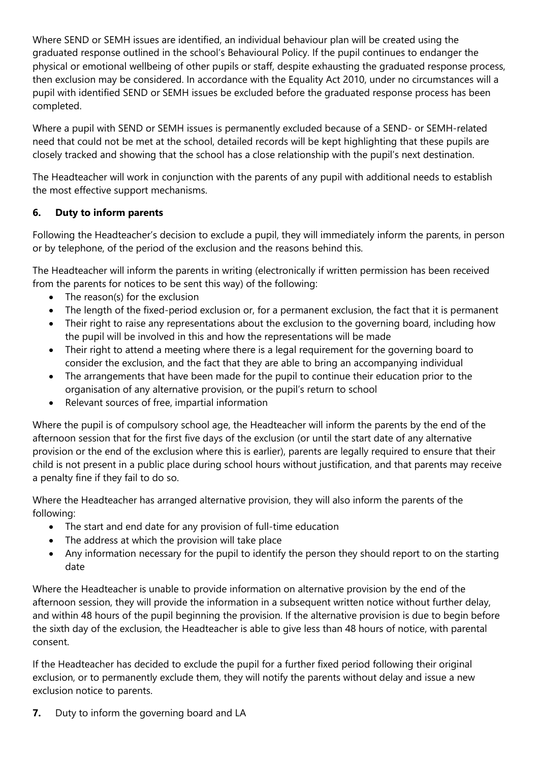Where SEND or SEMH issues are identified, an individual behaviour plan will be created using the graduated response outlined in the school's Behavioural Policy. If the pupil continues to endanger the physical or emotional wellbeing of other pupils or staff, despite exhausting the graduated response process, then exclusion may be considered. In accordance with the Equality Act 2010, under no circumstances will a pupil with identified SEND or SEMH issues be excluded before the graduated response process has been completed.

Where a pupil with SEND or SEMH issues is permanently excluded because of a SEND- or SEMH-related need that could not be met at the school, detailed records will be kept highlighting that these pupils are closely tracked and showing that the school has a close relationship with the pupil's next destination.

The Headteacher will work in conjunction with the parents of any pupil with additional needs to establish the most effective support mechanisms.

## 6. Duty to inform parents

Following the Headteacher's decision to exclude a pupil, they will immediately inform the parents, in person or by telephone, of the period of the exclusion and the reasons behind this.

The Headteacher will inform the parents in writing (electronically if written permission has been received from the parents for notices to be sent this way) of the following:

- The reason(s) for the exclusion
- The length of the fixed-period exclusion or, for a permanent exclusion, the fact that it is permanent
- Their right to raise any representations about the exclusion to the governing board, including how the pupil will be involved in this and how the representations will be made
- Their right to attend a meeting where there is a legal requirement for the governing board to consider the exclusion, and the fact that they are able to bring an accompanying individual
- The arrangements that have been made for the pupil to continue their education prior to the organisation of any alternative provision, or the pupil's return to school
- Relevant sources of free, impartial information

Where the pupil is of compulsory school age, the Headteacher will inform the parents by the end of the afternoon session that for the first five days of the exclusion (or until the start date of any alternative provision or the end of the exclusion where this is earlier), parents are legally required to ensure that their child is not present in a public place during school hours without justification, and that parents may receive a penalty fine if they fail to do so.

Where the Headteacher has arranged alternative provision, they will also inform the parents of the following:

- The start and end date for any provision of full-time education
- The address at which the provision will take place
- Any information necessary for the pupil to identify the person they should report to on the starting date

Where the Headteacher is unable to provide information on alternative provision by the end of the afternoon session, they will provide the information in a subsequent written notice without further delay, and within 48 hours of the pupil beginning the provision. If the alternative provision is due to begin before the sixth day of the exclusion, the Headteacher is able to give less than 48 hours of notice, with parental consent.

If the Headteacher has decided to exclude the pupil for a further fixed period following their original exclusion, or to permanently exclude them, they will notify the parents without delay and issue a new exclusion notice to parents.

## 7. Duty to inform the governing board and LA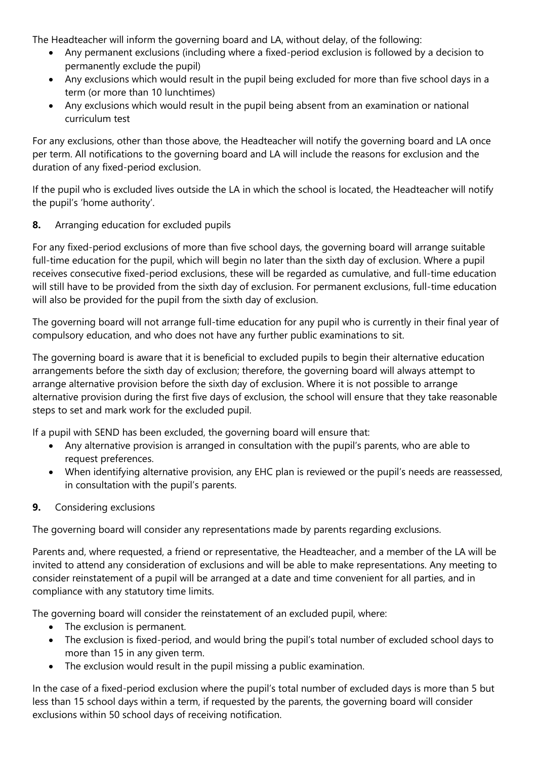The Headteacher will inform the governing board and LA, without delay, of the following:

- Any permanent exclusions (including where a fixed-period exclusion is followed by a decision to permanently exclude the pupil)
- Any exclusions which would result in the pupil being excluded for more than five school days in a term (or more than 10 lunchtimes)
- Any exclusions which would result in the pupil being absent from an examination or national curriculum test

For any exclusions, other than those above, the Headteacher will notify the governing board and LA once per term. All notifications to the governing board and LA will include the reasons for exclusion and the duration of any fixed-period exclusion.

If the pupil who is excluded lives outside the LA in which the school is located, the Headteacher will notify the pupil's 'home authority'.

## **8.** Arranging education for excluded pupils

For any fixed-period exclusions of more than five school days, the governing board will arrange suitable full-time education for the pupil, which will begin no later than the sixth day of exclusion. Where a pupil receives consecutive fixed-period exclusions, these will be regarded as cumulative, and full-time education will still have to be provided from the sixth day of exclusion. For permanent exclusions, full-time education will also be provided for the pupil from the sixth day of exclusion.

The governing board will not arrange full-time education for any pupil who is currently in their final year of compulsory education, and who does not have any further public examinations to sit.

The governing board is aware that it is beneficial to excluded pupils to begin their alternative education arrangements before the sixth day of exclusion; therefore, the governing board will always attempt to arrange alternative provision before the sixth day of exclusion. Where it is not possible to arrange alternative provision during the first five days of exclusion, the school will ensure that they take reasonable steps to set and mark work for the excluded pupil.

If a pupil with SEND has been excluded, the governing board will ensure that:

- Any alternative provision is arranged in consultation with the pupil's parents, who are able to request preferences.
- When identifying alternative provision, any EHC plan is reviewed or the pupil's needs are reassessed, in consultation with the pupil's parents.

## **9.** Considering exclusions

The governing board will consider any representations made by parents regarding exclusions.

Parents and, where requested, a friend or representative, the Headteacher, and a member of the LA will be invited to attend any consideration of exclusions and will be able to make representations. Any meeting to consider reinstatement of a pupil will be arranged at a date and time convenient for all parties, and in compliance with any statutory time limits.

The governing board will consider the reinstatement of an excluded pupil, where:

- The exclusion is permanent.
- The exclusion is fixed-period, and would bring the pupil's total number of excluded school days to more than 15 in any given term.
- The exclusion would result in the pupil missing a public examination.

In the case of a fixed-period exclusion where the pupil's total number of excluded days is more than 5 but less than 15 school days within a term, if requested by the parents, the governing board will consider exclusions within 50 school days of receiving notification.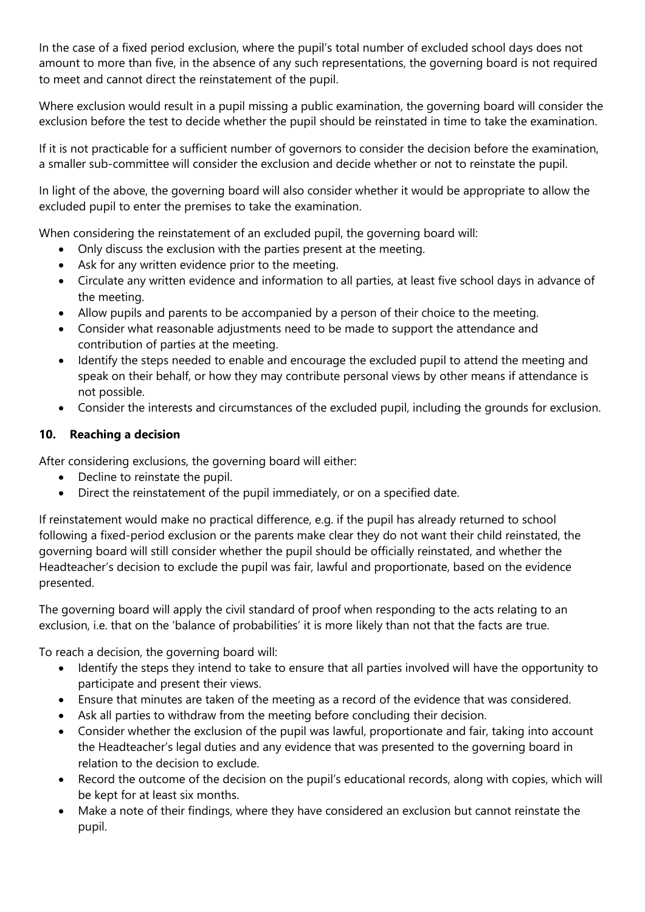In the case of a fixed period exclusion, where the pupil's total number of excluded school days does not amount to more than five, in the absence of any such representations, the governing board is not required to meet and cannot direct the reinstatement of the pupil.

Where exclusion would result in a pupil missing a public examination, the governing board will consider the exclusion before the test to decide whether the pupil should be reinstated in time to take the examination.

If it is not practicable for a sufficient number of governors to consider the decision before the examination, a smaller sub-committee will consider the exclusion and decide whether or not to reinstate the pupil.

In light of the above, the governing board will also consider whether it would be appropriate to allow the excluded pupil to enter the premises to take the examination.

When considering the reinstatement of an excluded pupil, the governing board will:

- Only discuss the exclusion with the parties present at the meeting.
- Ask for any written evidence prior to the meeting.
- Circulate any written evidence and information to all parties, at least five school days in advance of the meeting.
- Allow pupils and parents to be accompanied by a person of their choice to the meeting.
- Consider what reasonable adjustments need to be made to support the attendance and contribution of parties at the meeting.
- Identify the steps needed to enable and encourage the excluded pupil to attend the meeting and speak on their behalf, or how they may contribute personal views by other means if attendance is not possible.
- Consider the interests and circumstances of the excluded pupil, including the grounds for exclusion.

## 10. Reaching a decision

After considering exclusions, the governing board will either:

- Decline to reinstate the pupil.
- Direct the reinstatement of the pupil immediately, or on a specified date.

If reinstatement would make no practical difference, e.g. if the pupil has already returned to school following a fixed-period exclusion or the parents make clear they do not want their child reinstated, the governing board will still consider whether the pupil should be officially reinstated, and whether the Headteacher's decision to exclude the pupil was fair, lawful and proportionate, based on the evidence presented.

The governing board will apply the civil standard of proof when responding to the acts relating to an exclusion, i.e. that on the 'balance of probabilities' it is more likely than not that the facts are true.

To reach a decision, the governing board will:

- Identify the steps they intend to take to ensure that all parties involved will have the opportunity to participate and present their views.
- Ensure that minutes are taken of the meeting as a record of the evidence that was considered.
- Ask all parties to withdraw from the meeting before concluding their decision.
- Consider whether the exclusion of the pupil was lawful, proportionate and fair, taking into account the Headteacher's legal duties and any evidence that was presented to the governing board in relation to the decision to exclude.
- Record the outcome of the decision on the pupil's educational records, along with copies, which will be kept for at least six months.
- Make a note of their findings, where they have considered an exclusion but cannot reinstate the pupil.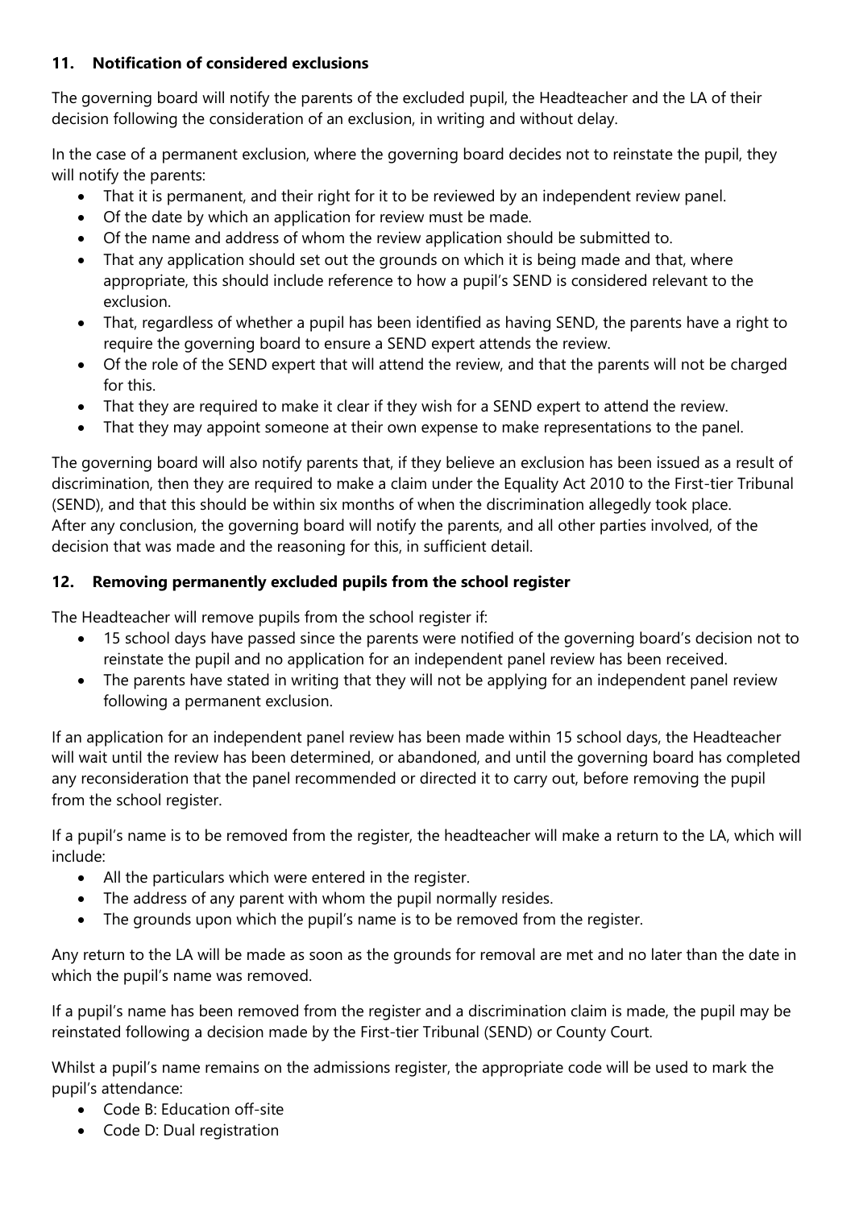## 11. Notification of considered exclusions

The governing board will notify the parents of the excluded pupil, the Headteacher and the LA of their decision following the consideration of an exclusion, in writing and without delay.

In the case of a permanent exclusion, where the governing board decides not to reinstate the pupil, they will notify the parents:

- That it is permanent, and their right for it to be reviewed by an independent review panel.
- Of the date by which an application for review must be made.
- Of the name and address of whom the review application should be submitted to.
- That any application should set out the grounds on which it is being made and that, where appropriate, this should include reference to how a pupil's SEND is considered relevant to the exclusion.
- That, regardless of whether a pupil has been identified as having SEND, the parents have a right to require the governing board to ensure a SEND expert attends the review.
- Of the role of the SEND expert that will attend the review, and that the parents will not be charged for this.
- That they are required to make it clear if they wish for a SEND expert to attend the review.
- That they may appoint someone at their own expense to make representations to the panel.

The governing board will also notify parents that, if they believe an exclusion has been issued as a result of discrimination, then they are required to make a claim under the Equality Act 2010 to the First-tier Tribunal (SEND), and that this should be within six months of when the discrimination allegedly took place.
After any conclusion, the governing board will notify the parents, and all other parties involved, of the decision that was made and the reasoning for this, in sufficient detail.

## 12. Removing permanently excluded pupils from the school register

The Headteacher will remove pupils from the school register if:

- 15 school days have passed since the parents were notified of the governing board's decision not to reinstate the pupil and no application for an independent panel review has been received.
- The parents have stated in writing that they will not be applying for an independent panel review following a permanent exclusion.

If an application for an independent panel review has been made within 15 school days, the Headteacher will wait until the review has been determined, or abandoned, and until the governing board has completed any reconsideration that the panel recommended or directed it to carry out, before removing the pupil from the school register.

If a pupil's name is to be removed from the register, the headteacher will make a return to the LA, which will include:

- All the particulars which were entered in the register.
- The address of any parent with whom the pupil normally resides.
- The grounds upon which the pupil's name is to be removed from the register.

Any return to the LA will be made as soon as the grounds for removal are met and no later than the date in which the pupil's name was removed.

If a pupil's name has been removed from the register and a discrimination claim is made, the pupil may be reinstated following a decision made by the First-tier Tribunal (SEND) or County Court.

Whilst a pupil's name remains on the admissions register, the appropriate code will be used to mark the pupil's attendance:

- Code B: Education off-site
- Code D: Dual registration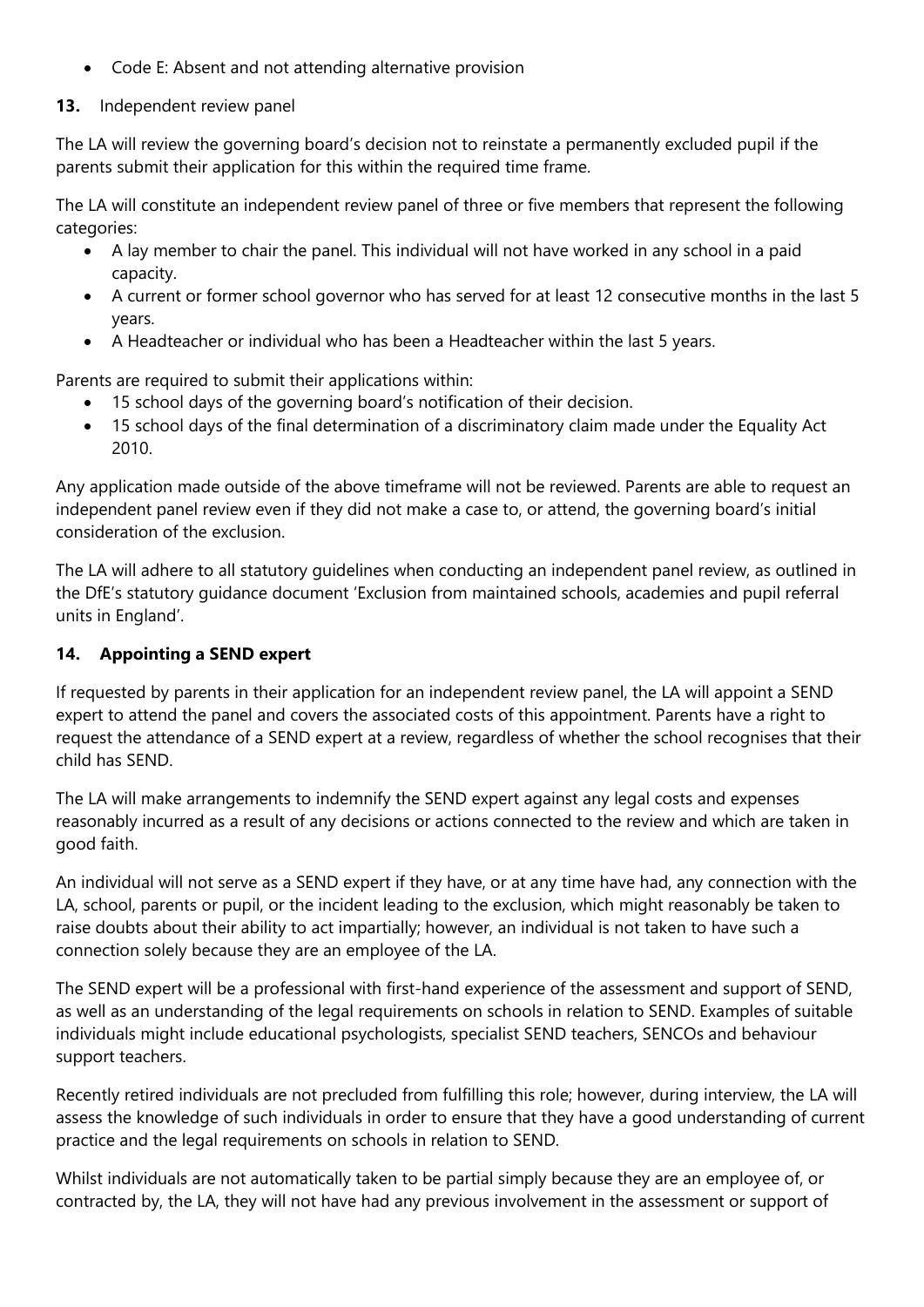- Code E: Absent and not attending alternative provision

**13.** Independent review panel

The LA will review the governing board's decision not to reinstate a permanently excluded pupil if the parents submit their application for this within the required time frame.

The LA will constitute an independent review panel of three or five members that represent the following categories:

- A lay member to chair the panel. This individual will not have worked in any school in a paid capacity.
- A current or former school governor who has served for at least 12 consecutive months in the last 5 years.
- A Headteacher or individual who has been a Headteacher within the last 5 years.

Parents are required to submit their applications within:

- 15 school days of the governing board's notification of their decision.
- 15 school days of the final determination of a discriminatory claim made under the Equality Act 2010.

Any application made outside of the above timeframe will not be reviewed. Parents are able to request an independent panel review even if they did not make a case to, or attend, the governing board's initial consideration of the exclusion.

The LA will adhere to all statutory guidelines when conducting an independent panel review, as outlined in the DfE's statutory guidance document 'Exclusion from maintained schools, academies and pupil referral units in England'.

## 14. Appointing a SEND expert

If requested by parents in their application for an independent review panel, the LA will appoint a SEND expert to attend the panel and covers the associated costs of this appointment. Parents have a right to request the attendance of a SEND expert at a review, regardless of whether the school recognises that their child has SEND.

The LA will make arrangements to indemnify the SEND expert against any legal costs and expenses reasonably incurred as a result of any decisions or actions connected to the review and which are taken in good faith.

An individual will not serve as a SEND expert if they have, or at any time have had, any connection with the LA, school, parents or pupil, or the incident leading to the exclusion, which might reasonably be taken to raise doubts about their ability to act impartially; however, an individual is not taken to have such a connection solely because they are an employee of the LA.

The SEND expert will be a professional with first-hand experience of the assessment and support of SEND, as well as an understanding of the legal requirements on schools in relation to SEND. Examples of suitable individuals might include educational psychologists, specialist SEND teachers, SENCOs and behaviour support teachers.

Recently retired individuals are not precluded from fulfilling this role; however, during interview, the LA will assess the knowledge of such individuals in order to ensure that they have a good understanding of current practice and the legal requirements on schools in relation to SEND.

Whilst individuals are not automatically taken to be partial simply because they are an employee of, or contracted by, the LA, they will not have had any previous involvement in the assessment or support of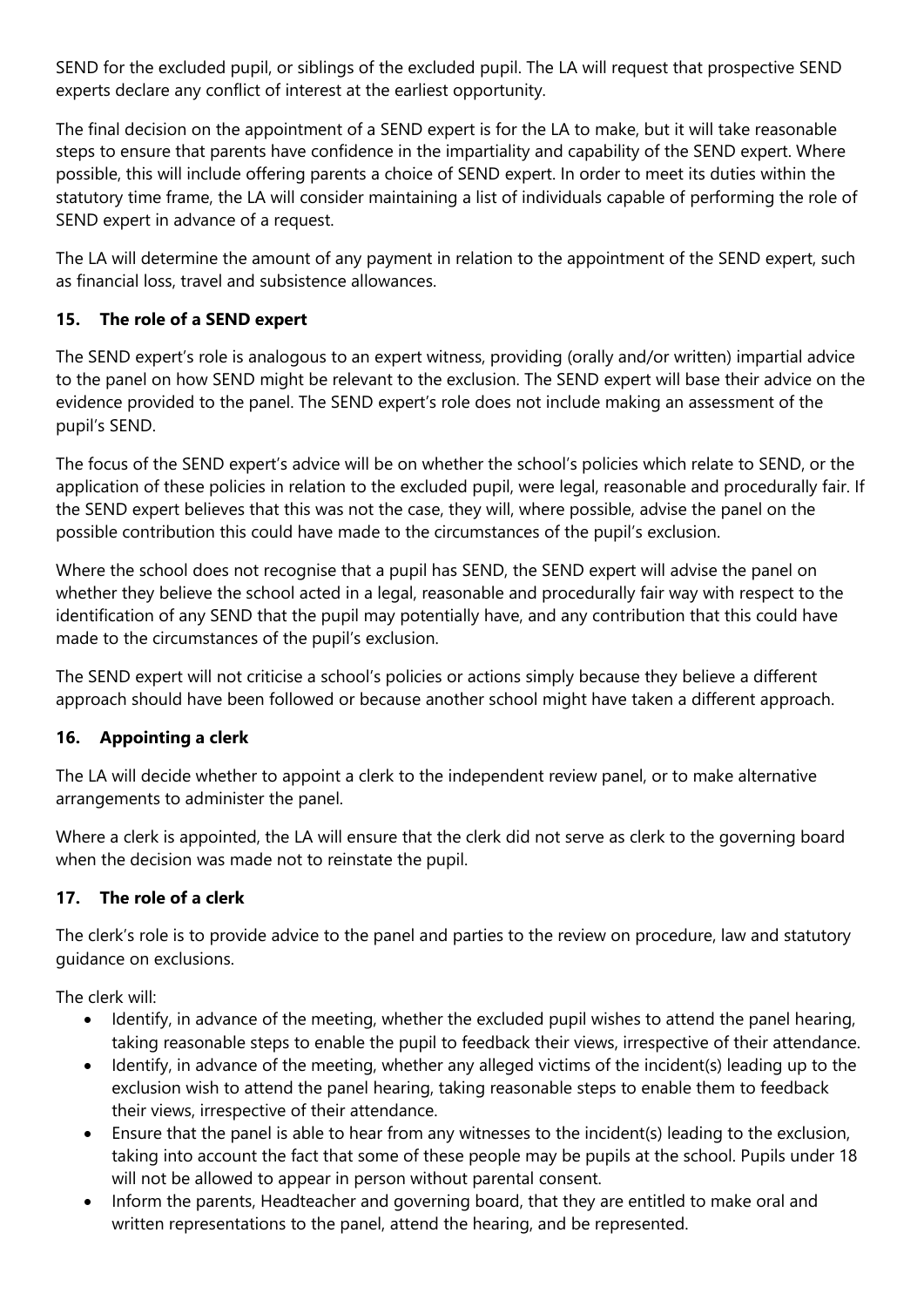SEND for the excluded pupil, or siblings of the excluded pupil. The LA will request that prospective SEND experts declare any conflict of interest at the earliest opportunity.

The final decision on the appointment of a SEND expert is for the LA to make, but it will take reasonable steps to ensure that parents have confidence in the impartiality and capability of the SEND expert. Where possible, this will include offering parents a choice of SEND expert. In order to meet its duties within the statutory time frame, the LA will consider maintaining a list of individuals capable of performing the role of SEND expert in advance of a request.

The LA will determine the amount of any payment in relation to the appointment of the SEND expert, such as financial loss, travel and subsistence allowances.

### 15. The role of a SEND expert

The SEND expert's role is analogous to an expert witness, providing (orally and/or written) impartial advice to the panel on how SEND might be relevant to the exclusion. The SEND expert will base their advice on the evidence provided to the panel. The SEND expert's role does not include making an assessment of the pupil's SEND.

The focus of the SEND expert's advice will be on whether the school's policies which relate to SEND, or the application of these policies in relation to the excluded pupil, were legal, reasonable and procedurally fair. If the SEND expert believes that this was not the case, they will, where possible, advise the panel on the possible contribution this could have made to the circumstances of the pupil's exclusion.

Where the school does not recognise that a pupil has SEND, the SEND expert will advise the panel on whether they believe the school acted in a legal, reasonable and procedurally fair way with respect to the identification of any SEND that the pupil may potentially have, and any contribution that this could have made to the circumstances of the pupil's exclusion.

The SEND expert will not criticise a school's policies or actions simply because they believe a different approach should have been followed or because another school might have taken a different approach.

### 16. Appointing a clerk

The LA will decide whether to appoint a clerk to the independent review panel, or to make alternative arrangements to administer the panel.

Where a clerk is appointed, the LA will ensure that the clerk did not serve as clerk to the governing board when the decision was made not to reinstate the pupil.

### 17. The role of a clerk

The clerk's role is to provide advice to the panel and parties to the review on procedure, law and statutory guidance on exclusions.

The clerk will:

- Identify, in advance of the meeting, whether the excluded pupil wishes to attend the panel hearing, taking reasonable steps to enable the pupil to feedback their views, irrespective of their attendance.
- Identify, in advance of the meeting, whether any alleged victims of the incident(s) leading up to the exclusion wish to attend the panel hearing, taking reasonable steps to enable them to feedback their views, irrespective of their attendance.
- Ensure that the panel is able to hear from any witnesses to the incident(s) leading to the exclusion, taking into account the fact that some of these people may be pupils at the school. Pupils under 18 will not be allowed to appear in person without parental consent.
- Inform the parents, Headteacher and governing board, that they are entitled to make oral and written representations to the panel, attend the hearing, and be represented.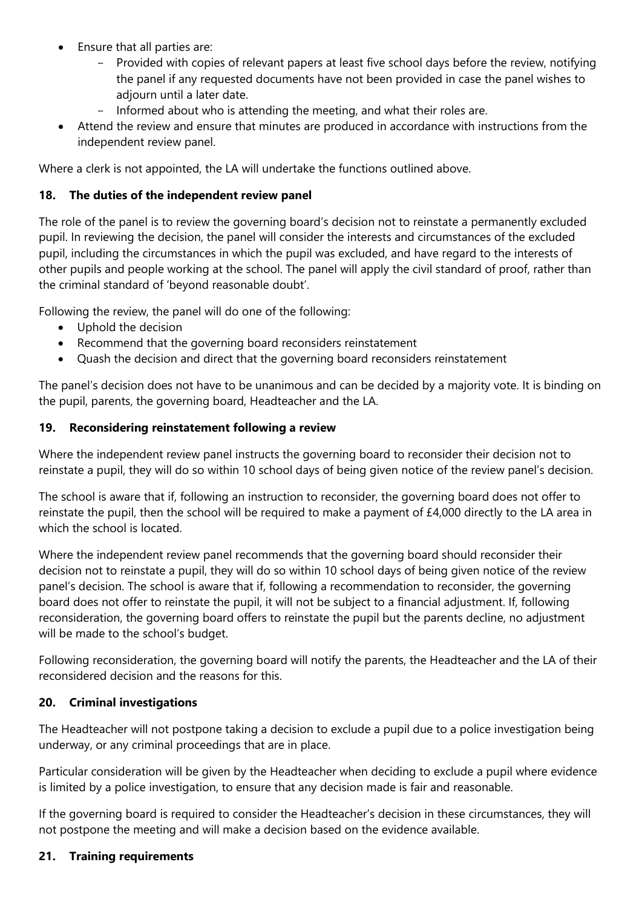- Ensure that all parties are:
  - Provided with copies of relevant papers at least five school days before the review, notifying the panel if any requested documents have not been provided in case the panel wishes to adjourn until a later date.
  - Informed about who is attending the meeting, and what their roles are.
- Attend the review and ensure that minutes are produced in accordance with instructions from the independent review panel.

Where a clerk is not appointed, the LA will undertake the functions outlined above.

## 18. The duties of the independent review panel

The role of the panel is to review the governing board's decision not to reinstate a permanently excluded pupil. In reviewing the decision, the panel will consider the interests and circumstances of the excluded pupil, including the circumstances in which the pupil was excluded, and have regard to the interests of other pupils and people working at the school. The panel will apply the civil standard of proof, rather than the criminal standard of 'beyond reasonable doubt'.

Following the review, the panel will do one of the following:

- Uphold the decision
- Recommend that the governing board reconsiders reinstatement
- Quash the decision and direct that the governing board reconsiders reinstatement

The panel's decision does not have to be unanimous and can be decided by a majority vote. It is binding on the pupil, parents, the governing board, Headteacher and the LA.

## 19. Reconsidering reinstatement following a review

Where the independent review panel instructs the governing board to reconsider their decision not to reinstate a pupil, they will do so within 10 school days of being given notice of the review panel's decision.

The school is aware that if, following an instruction to reconsider, the governing board does not offer to reinstate the pupil, then the school will be required to make a payment of £4,000 directly to the LA area in which the school is located.

Where the independent review panel recommends that the governing board should reconsider their decision not to reinstate a pupil, they will do so within 10 school days of being given notice of the review panel's decision. The school is aware that if, following a recommendation to reconsider, the governing board does not offer to reinstate the pupil, it will not be subject to a financial adjustment. If, following reconsideration, the governing board offers to reinstate the pupil but the parents decline, no adjustment will be made to the school's budget.

Following reconsideration, the governing board will notify the parents, the Headteacher and the LA of their reconsidered decision and the reasons for this.

## 20. Criminal investigations

The Headteacher will not postpone taking a decision to exclude a pupil due to a police investigation being underway, or any criminal proceedings that are in place.

Particular consideration will be given by the Headteacher when deciding to exclude a pupil where evidence is limited by a police investigation, to ensure that any decision made is fair and reasonable.

If the governing board is required to consider the Headteacher's decision in these circumstances, they will not postpone the meeting and will make a decision based on the evidence available.

## 21. Training requirements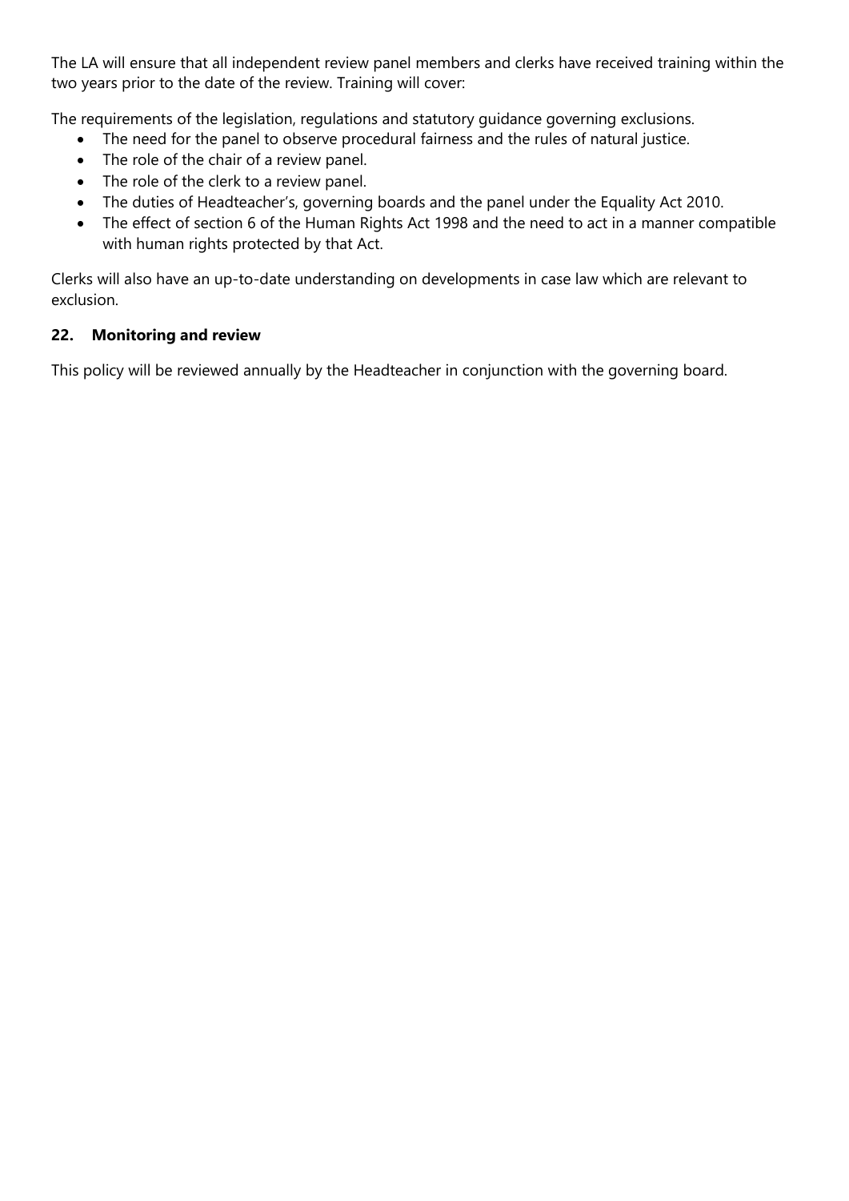The LA will ensure that all independent review panel members and clerks have received training within the two years prior to the date of the review. Training will cover:

The requirements of the legislation, regulations and statutory guidance governing exclusions.

- The need for the panel to observe procedural fairness and the rules of natural justice.
- The role of the chair of a review panel.
- The role of the clerk to a review panel.
- The duties of Headteacher's, governing boards and the panel under the Equality Act 2010.
- The effect of section 6 of the Human Rights Act 1998 and the need to act in a manner compatible with human rights protected by that Act.

Clerks will also have an up-to-date understanding on developments in case law which are relevant to exclusion.

### 22. Monitoring and review

This policy will be reviewed annually by the Headteacher in conjunction with the governing board.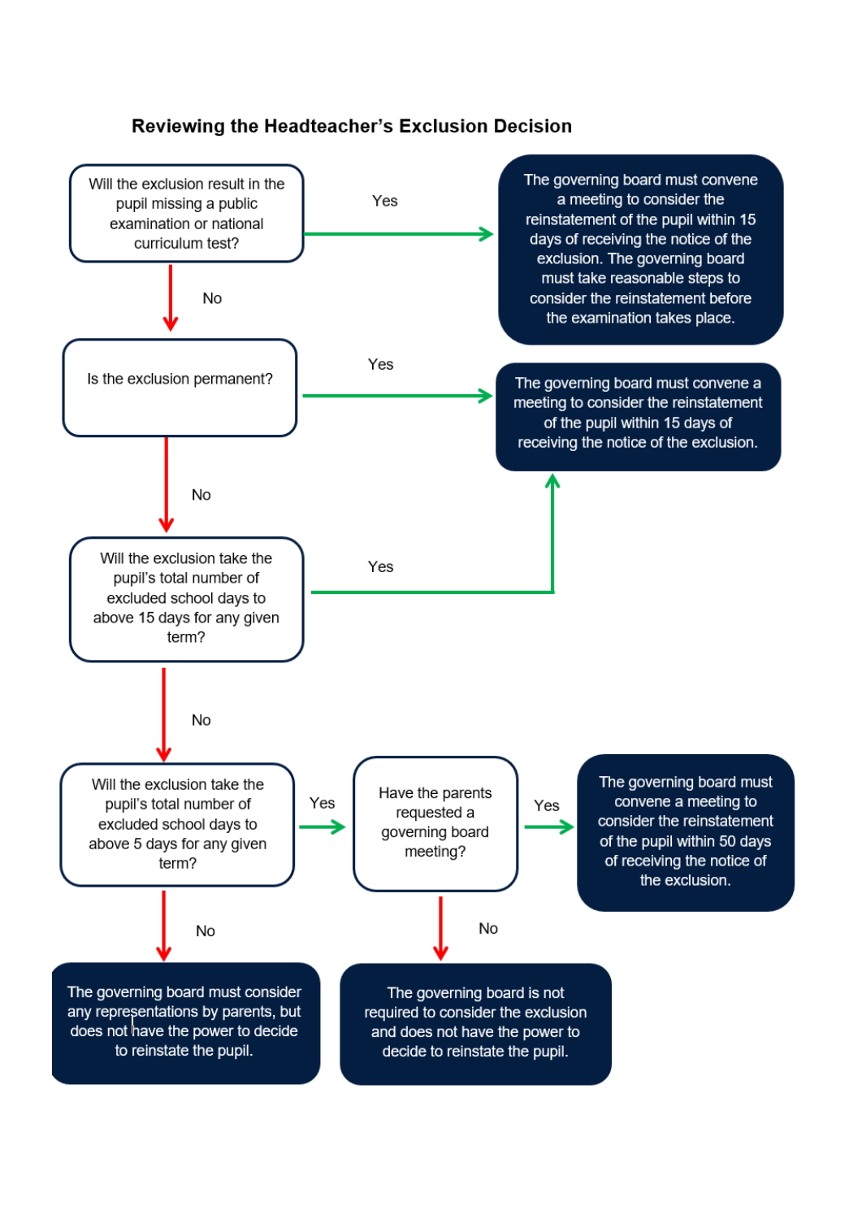## Reviewing the Headteacher's Exclusion Decision

Will the exclusion result in the pupil missing a public examination or national curriculum test?

Yes

The governing board must convene a meeting to consider the reinstatement of the pupil within 15 days of receiving the notice of the exclusion. The governing board must take reasonable steps to consider the reinstatement before the examination takes place.

No

Is the exclusion permanent?

Yes

The governing board must convene a meeting to consider the reinstatement of the pupil within 15 days of receiving the notice of the exclusion.

No

Will the exclusion take the pupil's total number of excluded school days to above 15 days for any given term?

Yes

No

Will the exclusion take the pupil's total number of excluded school days to above 5 days for any given term?

Yes

Have the parents requested a governing board meeting?

Yes

The governing board must convene a meeting to consider the reinstatement of the pupil within 50 days of receiving the notice of the exclusion.

No

The governing board must consider any representations by parents, but does not have the power to decide to reinstate the pupil.

No

The governing board is not required to consider the exclusion and does not have the power to decide to reinstate the pupil.